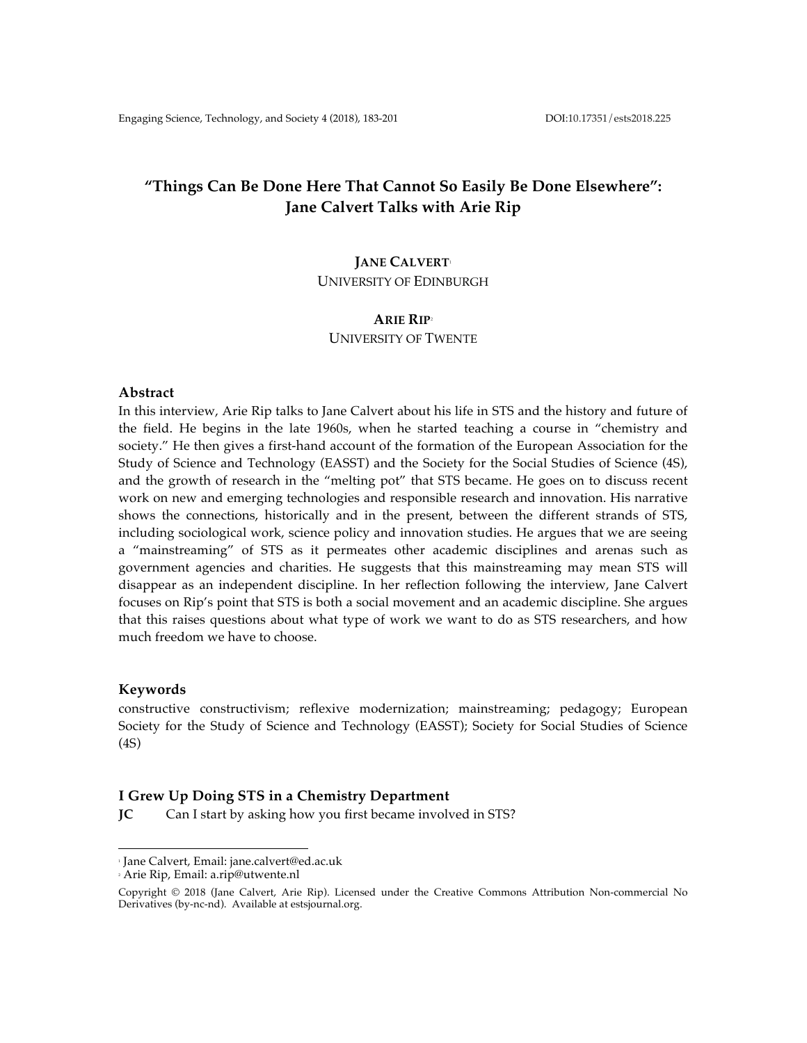# "Things Can Be Done Here That Cannot So Easily Be Done Elsewhere": Jane Calvert Talks with Arie Rip

**JANE CALVERT**[1]
UNIVERSITY OF EDINBURGH

**ARIE RIP**[2]
UNIVERSITY OF TWENTE

## Abstract

In this interview, Arie Rip talks to Jane Calvert about his life in STS and the history and future of the field. He begins in the late 1960s, when he started teaching a course in "chemistry and society." He then gives a first-hand account of the formation of the European Association for the Study of Science and Technology (EASST) and the Society for the Social Studies of Science (4S), and the growth of research in the "melting pot" that STS became. He goes on to discuss recent work on new and emerging technologies and responsible research and innovation. His narrative shows the connections, historically and in the present, between the different strands of STS, including sociological work, science policy and innovation studies. He argues that we are seeing a "mainstreaming" of STS as it permeates other academic disciplines and arenas such as government agencies and charities. He suggests that this mainstreaming may mean STS will disappear as an independent discipline. In her reflection following the interview, Jane Calvert focuses on Rip's point that STS is both a social movement and an academic discipline. She argues that this raises questions about what type of work we want to do as STS researchers, and how much freedom we have to choose.

## Keywords

constructive constructivism; reflexive modernization; mainstreaming; pedagogy; European Society for the Study of Science and Technology (EASST); Society for Social Studies of Science (4S)

## I Grew Up Doing STS in a Chemistry Department

**JC** Can I start by asking how you first became involved in STS?

---

[1] Jane Calvert, Email: jane.calvert@ed.ac.uk

[2] Arie Rip, Email: a.rip@utwente.nl

Copyright © 2018 (Jane Calvert, Arie Rip). Licensed under the Creative Commons Attribution Non-commercial No Derivatives (by-nc-nd). Available at estsjournal.org.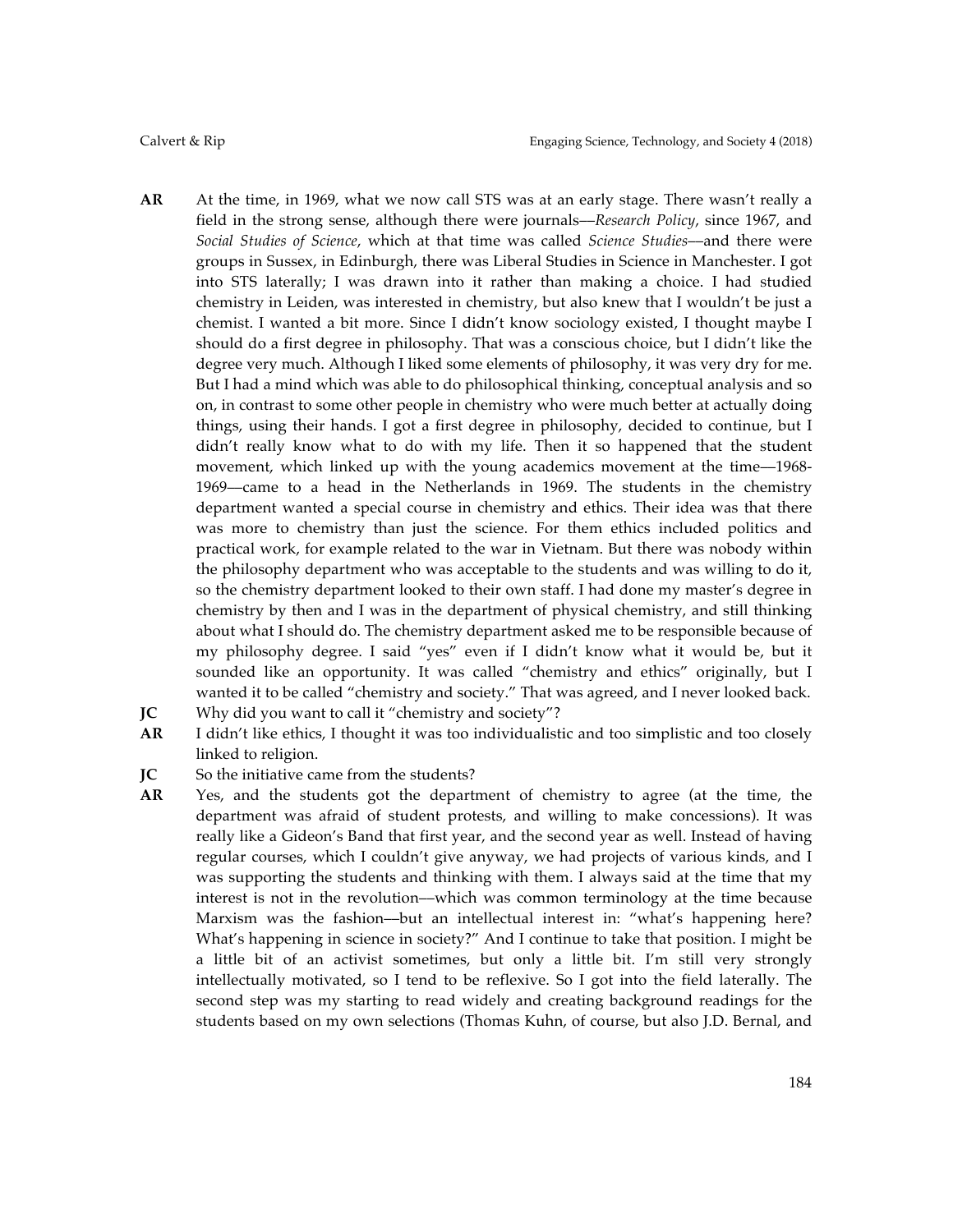**AR** At the time, in 1969, what we now call STS was at an early stage. There wasn't really a field in the strong sense, although there were journals—*Research Policy*, since 1967, and *Social Studies of Science*, which at that time was called *Science Studies*—and there were groups in Sussex, in Edinburgh, there was Liberal Studies in Science in Manchester. I got into STS laterally; I was drawn into it rather than making a choice. I had studied chemistry in Leiden, was interested in chemistry, but also knew that I wouldn't be just a chemist. I wanted a bit more. Since I didn't know sociology existed, I thought maybe I should do a first degree in philosophy. That was a conscious choice, but I didn't like the degree very much. Although I liked some elements of philosophy, it was very dry for me. But I had a mind which was able to do philosophical thinking, conceptual analysis and so on, in contrast to some other people in chemistry who were much better at actually doing things, using their hands. I got a first degree in philosophy, decided to continue, but I didn't really know what to do with my life. Then it so happened that the student movement, which linked up with the young academics movement at the time—1968-1969—came to a head in the Netherlands in 1969. The students in the chemistry department wanted a special course in chemistry and ethics. Their idea was that there was more to chemistry than just the science. For them ethics included politics and practical work, for example related to the war in Vietnam. But there was nobody within the philosophy department who was acceptable to the students and was willing to do it, so the chemistry department looked to their own staff. I had done my master's degree in chemistry by then and I was in the department of physical chemistry, and still thinking about what I should do. The chemistry department asked me to be responsible because of my philosophy degree. I said "yes" even if I didn't know what it would be, but it sounded like an opportunity. It was called "chemistry and ethics" originally, but I wanted it to be called "chemistry and society." That was agreed, and I never looked back.

**JC** Why did you want to call it "chemistry and society"?

**AR** I didn't like ethics, I thought it was too individualistic and too simplistic and too closely linked to religion.

**JC** So the initiative came from the students?

**AR** Yes, and the students got the department of chemistry to agree (at the time, the department was afraid of student protests, and willing to make concessions). It was really like a Gideon's Band that first year, and the second year as well. Instead of having regular courses, which I couldn't give anyway, we had projects of various kinds, and I was supporting the students and thinking with them. I always said at the time that my interest is not in the revolution—which was common terminology at the time because Marxism was the fashion—but an intellectual interest in: "what's happening here? What's happening in science in society?" And I continue to take that position. I might be a little bit of an activist sometimes, but only a little bit. I'm still very strongly intellectually motivated, so I tend to be reflexive. So I got into the field laterally. The second step was my starting to read widely and creating background readings for the students based on my own selections (Thomas Kuhn, of course, but also J.D. Bernal, and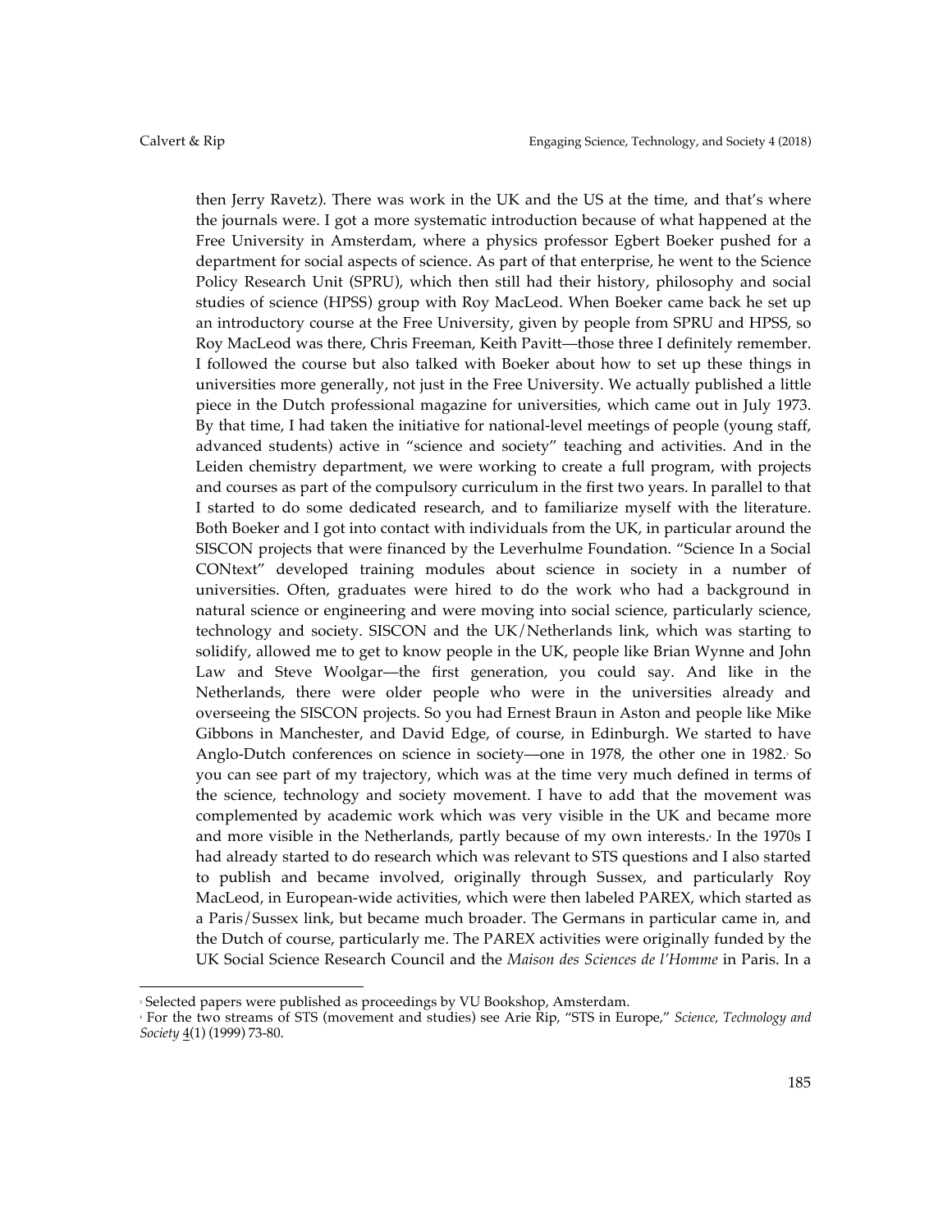then Jerry Ravetz). There was work in the UK and the US at the time, and that's where the journals were. I got a more systematic introduction because of what happened at the Free University in Amsterdam, where a physics professor Egbert Boeker pushed for a department for social aspects of science. As part of that enterprise, he went to the Science Policy Research Unit (SPRU), which then still had their history, philosophy and social studies of science (HPSS) group with Roy MacLeod. When Boeker came back he set up an introductory course at the Free University, given by people from SPRU and HPSS, so Roy MacLeod was there, Chris Freeman, Keith Pavitt—those three I definitely remember. I followed the course but also talked with Boeker about how to set up these things in universities more generally, not just in the Free University. We actually published a little piece in the Dutch professional magazine for universities, which came out in July 1973. By that time, I had taken the initiative for national-level meetings of people (young staff, advanced students) active in "science and society" teaching and activities. And in the Leiden chemistry department, we were working to create a full program, with projects and courses as part of the compulsory curriculum in the first two years. In parallel to that I started to do some dedicated research, and to familiarize myself with the literature. Both Boeker and I got into contact with individuals from the UK, in particular around the SISCON projects that were financed by the Leverhulme Foundation. "Science In a Social CONtext" developed training modules about science in society in a number of universities. Often, graduates were hired to do the work who had a background in natural science or engineering and were moving into social science, particularly science, technology and society. SISCON and the UK/Netherlands link, which was starting to solidify, allowed me to get to know people in the UK, people like Brian Wynne and John Law and Steve Woolgar—the first generation, you could say. And like in the Netherlands, there were older people who were in the universities already and overseeing the SISCON projects. So you had Ernest Braun in Aston and people like Mike Gibbons in Manchester, and David Edge, of course, in Edinburgh. We started to have Anglo-Dutch conferences on science in society—one in 1978, the other one in 1982.[3] So you can see part of my trajectory, which was at the time very much defined in terms of the science, technology and society movement. I have to add that the movement was complemented by academic work which was very visible in the UK and became more and more visible in the Netherlands, partly because of my own interests.[4] In the 1970s I had already started to do research which was relevant to STS questions and I also started to publish and became involved, originally through Sussex, and particularly Roy MacLeod, in European-wide activities, which were then labeled PAREX, which started as a Paris/Sussex link, but became much broader. The Germans in particular came in, and the Dutch of course, particularly me. The PAREX activities were originally funded by the UK Social Science Research Council and the *Maison des Sciences de l'Homme* in Paris. In a

[3] Selected papers were published as proceedings by VU Bookshop, Amsterdam.

[4] For the two streams of STS (movement and studies) see Arie Rip, "STS in Europe," *Science, Technology and Society* 4(1) (1999) 73-80.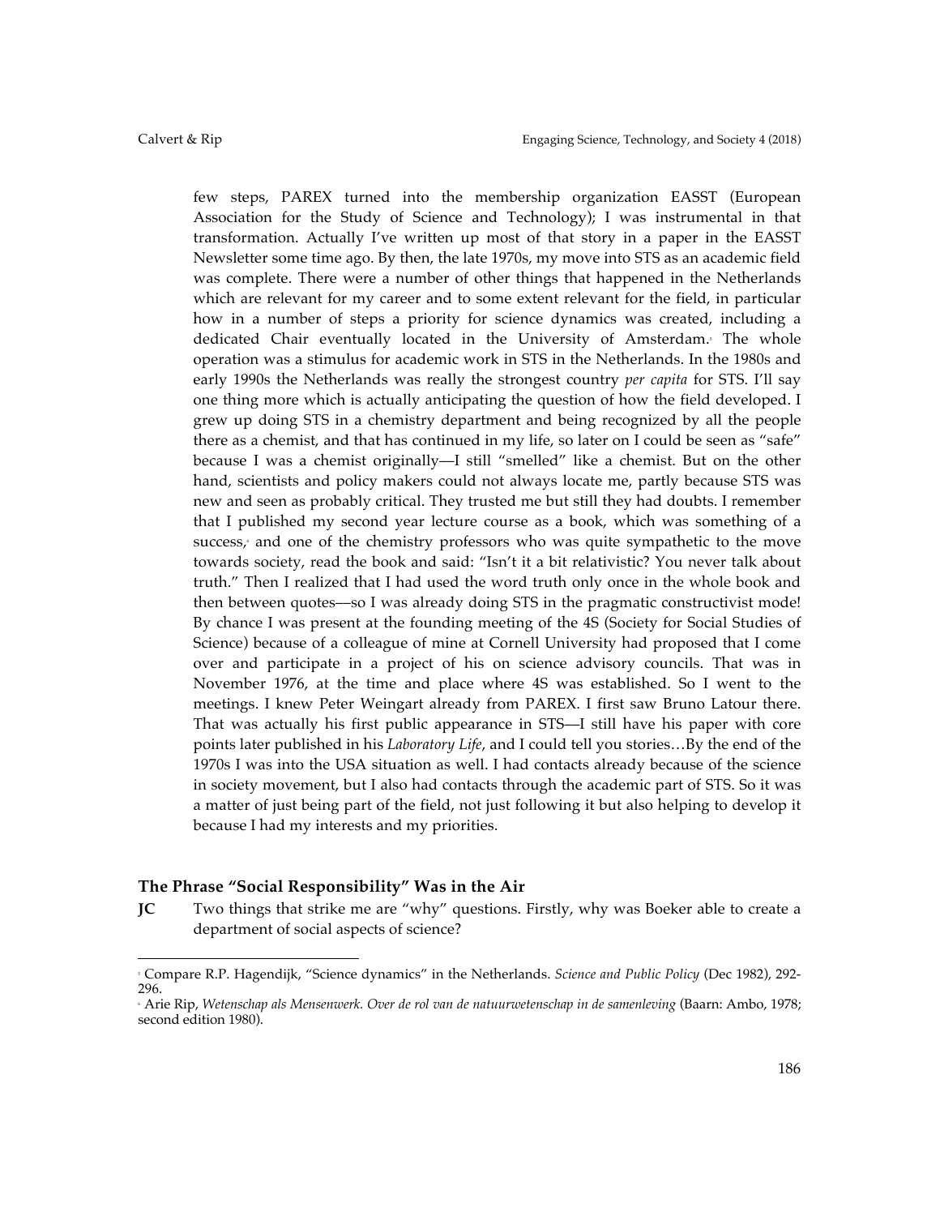few steps, PAREX turned into the membership organization EASST (European Association for the Study of Science and Technology); I was instrumental in that transformation. Actually I've written up most of that story in a paper in the EASST Newsletter some time ago. By then, the late 1970s, my move into STS as an academic field was complete. There were a number of other things that happened in the Netherlands which are relevant for my career and to some extent relevant for the field, in particular how in a number of steps a priority for science dynamics was created, including a dedicated Chair eventually located in the University of Amsterdam.[5] The whole operation was a stimulus for academic work in STS in the Netherlands. In the 1980s and early 1990s the Netherlands was really the strongest country *per capita* for STS. I'll say one thing more which is actually anticipating the question of how the field developed. I grew up doing STS in a chemistry department and being recognized by all the people there as a chemist, and that has continued in my life, so later on I could be seen as "safe" because I was a chemist originally—I still "smelled" like a chemist. But on the other hand, scientists and policy makers could not always locate me, partly because STS was new and seen as probably critical. They trusted me but still they had doubts. I remember that I published my second year lecture course as a book, which was something of a success,[6] and one of the chemistry professors who was quite sympathetic to the move towards society, read the book and said: "Isn't it a bit relativistic? You never talk about truth." Then I realized that I had used the word truth only once in the whole book and then between quotes—so I was already doing STS in the pragmatic constructivist mode! By chance I was present at the founding meeting of the 4S (Society for Social Studies of Science) because of a colleague of mine at Cornell University had proposed that I come over and participate in a project of his on science advisory councils. That was in November 1976, at the time and place where 4S was established. So I went to the meetings. I knew Peter Weingart already from PAREX. I first saw Bruno Latour there. That was actually his first public appearance in STS—I still have his paper with core points later published in his *Laboratory Life*, and I could tell you stories…By the end of the 1970s I was into the USA situation as well. I had contacts already because of the science in society movement, but I also had contacts through the academic part of STS. So it was a matter of just being part of the field, not just following it but also helping to develop it because I had my interests and my priorities.

## The Phrase "Social Responsibility" Was in the Air

**JC** Two things that strike me are "why" questions. Firstly, why was Boeker able to create a department of social aspects of science?

---

[5] Compare R.P. Hagendijk, "Science dynamics" in the Netherlands. *Science and Public Policy* (Dec 1982), 292-296.

[6] Arie Rip, *Wetenschap als Mensenwerk. Over de rol van de natuurwetenschap in de samenleving* (Baarn: Ambo, 1978; second edition 1980).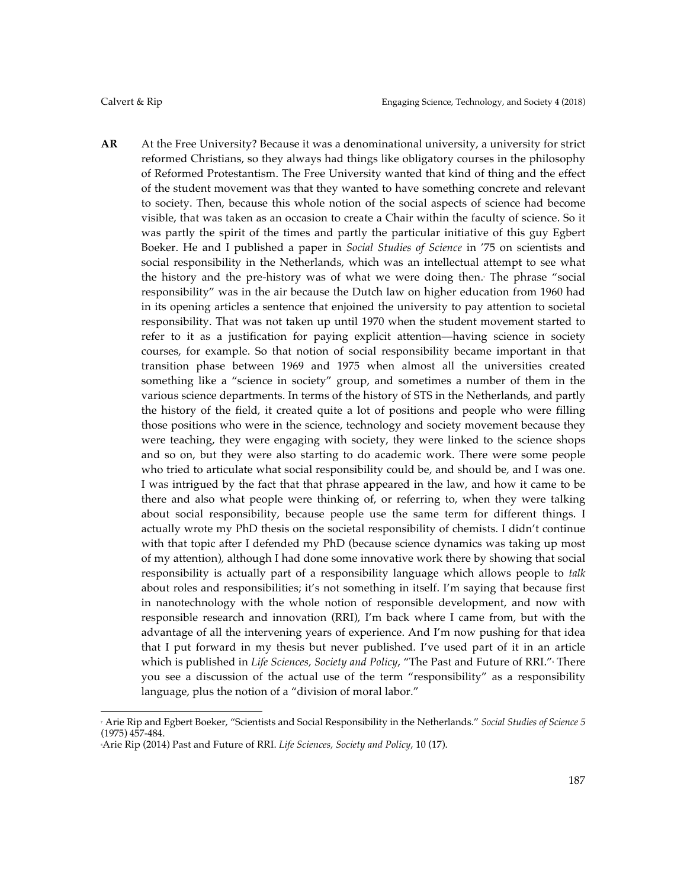**AR** At the Free University? Because it was a denominational university, a university for strict reformed Christians, so they always had things like obligatory courses in the philosophy of Reformed Protestantism. The Free University wanted that kind of thing and the effect of the student movement was that they wanted to have something concrete and relevant to society. Then, because this whole notion of the social aspects of science had become visible, that was taken as an occasion to create a Chair within the faculty of science. So it was partly the spirit of the times and partly the particular initiative of this guy Egbert Boeker. He and I published a paper in *Social Studies of Science* in '75 on scientists and social responsibility in the Netherlands, which was an intellectual attempt to see what the history and the pre-history was of what we were doing then.[7] The phrase "social responsibility" was in the air because the Dutch law on higher education from 1960 had in its opening articles a sentence that enjoined the university to pay attention to societal responsibility. That was not taken up until 1970 when the student movement started to refer to it as a justification for paying explicit attention—having science in society courses, for example. So that notion of social responsibility became important in that transition phase between 1969 and 1975 when almost all the universities created something like a "science in society" group, and sometimes a number of them in the various science departments. In terms of the history of STS in the Netherlands, and partly the history of the field, it created quite a lot of positions and people who were filling those positions who were in the science, technology and society movement because they were teaching, they were engaging with society, they were linked to the science shops and so on, but they were also starting to do academic work. There were some people who tried to articulate what social responsibility could be, and should be, and I was one. I was intrigued by the fact that that phrase appeared in the law, and how it came to be there and also what people were thinking of, or referring to, when they were talking about social responsibility, because people use the same term for different things. I actually wrote my PhD thesis on the societal responsibility of chemists. I didn't continue with that topic after I defended my PhD (because science dynamics was taking up most of my attention), although I had done some innovative work there by showing that social responsibility is actually part of a responsibility language which allows people to *talk* about roles and responsibilities; it's not something in itself. I'm saying that because first in nanotechnology with the whole notion of responsible development, and now with responsible research and innovation (RRI), I'm back where I came from, but with the advantage of all the intervening years of experience. And I'm now pushing for that idea that I put forward in my thesis but never published. I've used part of it in an article which is published in *Life Sciences, Society and Policy*, "The Past and Future of RRI."[8] There you see a discussion of the actual use of the term "responsibility" as a responsibility language, plus the notion of a "division of moral labor."

---

[7] Arie Rip and Egbert Boeker, "Scientists and Social Responsibility in the Netherlands." *Social Studies of Science 5* (1975) 457-484.

[8] Arie Rip (2014) Past and Future of RRI. *Life Sciences, Society and Policy*, 10 (17).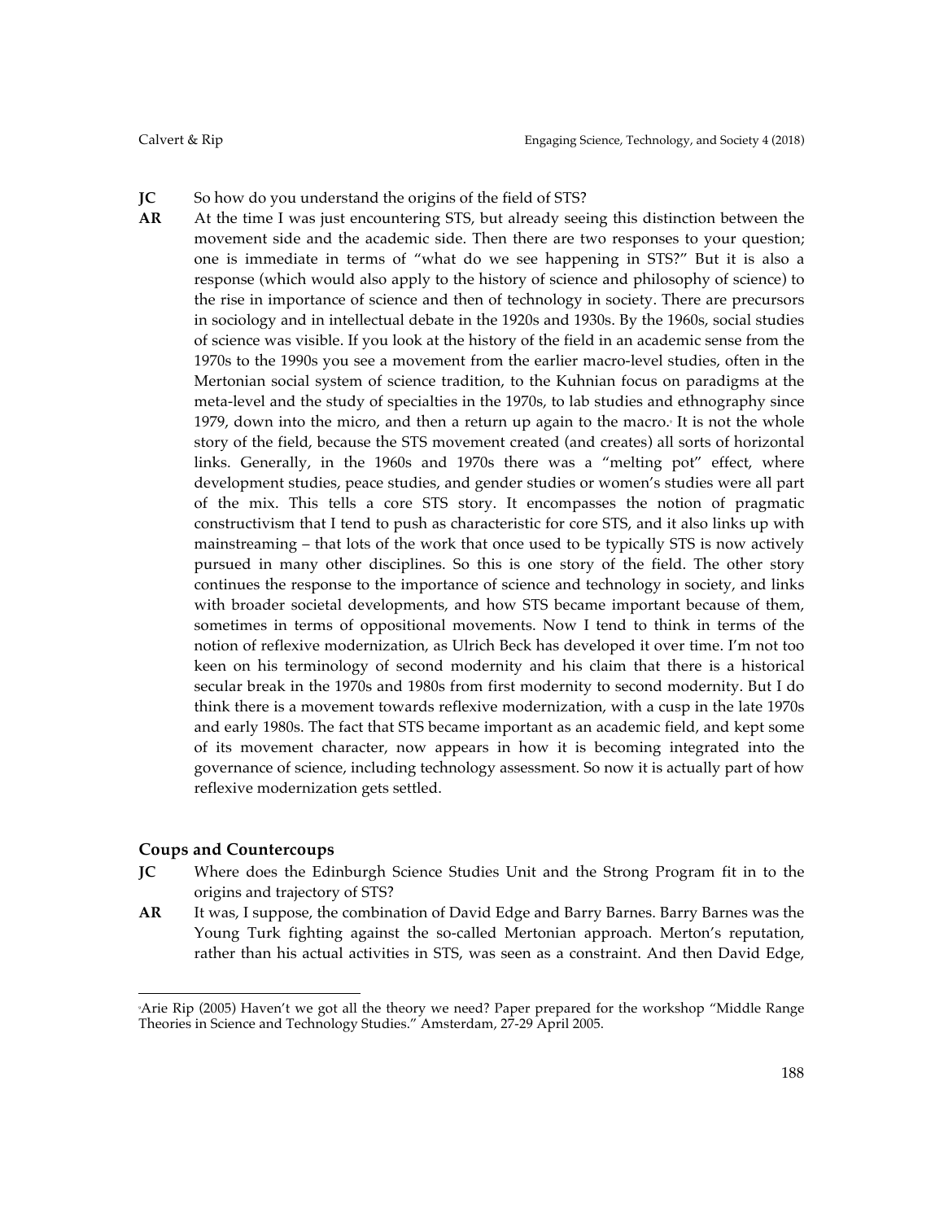**JC** So how do you understand the origins of the field of STS?

**AR** At the time I was just encountering STS, but already seeing this distinction between the movement side and the academic side. Then there are two responses to your question; one is immediate in terms of "what do we see happening in STS?" But it is also a response (which would also apply to the history of science and philosophy of science) to the rise in importance of science and then of technology in society. There are precursors in sociology and in intellectual debate in the 1920s and 1930s. By the 1960s, social studies of science was visible. If you look at the history of the field in an academic sense from the 1970s to the 1990s you see a movement from the earlier macro-level studies, often in the Mertonian social system of science tradition, to the Kuhnian focus on paradigms at the meta-level and the study of specialties in the 1970s, to lab studies and ethnography since 1979, down into the micro, and then a return up again to the macro.[9] It is not the whole story of the field, because the STS movement created (and creates) all sorts of horizontal links. Generally, in the 1960s and 1970s there was a "melting pot" effect, where development studies, peace studies, and gender studies or women's studies were all part of the mix. This tells a core STS story. It encompasses the notion of pragmatic constructivism that I tend to push as characteristic for core STS, and it also links up with mainstreaming – that lots of the work that once used to be typically STS is now actively pursued in many other disciplines. So this is one story of the field. The other story continues the response to the importance of science and technology in society, and links with broader societal developments, and how STS became important because of them, sometimes in terms of oppositional movements. Now I tend to think in terms of the notion of reflexive modernization, as Ulrich Beck has developed it over time. I'm not too keen on his terminology of second modernity and his claim that there is a historical secular break in the 1970s and 1980s from first modernity to second modernity. But I do think there is a movement towards reflexive modernization, with a cusp in the late 1970s and early 1980s. The fact that STS became important as an academic field, and kept some of its movement character, now appears in how it is becoming integrated into the governance of science, including technology assessment. So now it is actually part of how reflexive modernization gets settled.

## Coups and Countercoups

**JC** Where does the Edinburgh Science Studies Unit and the Strong Program fit in to the origins and trajectory of STS?

**AR** It was, I suppose, the combination of David Edge and Barry Barnes. Barry Barnes was the Young Turk fighting against the so-called Mertonian approach. Merton's reputation, rather than his actual activities in STS, was seen as a constraint. And then David Edge,

---

[9] Arie Rip (2005) Haven't we got all the theory we need? Paper prepared for the workshop "Middle Range Theories in Science and Technology Studies." Amsterdam, 27-29 April 2005.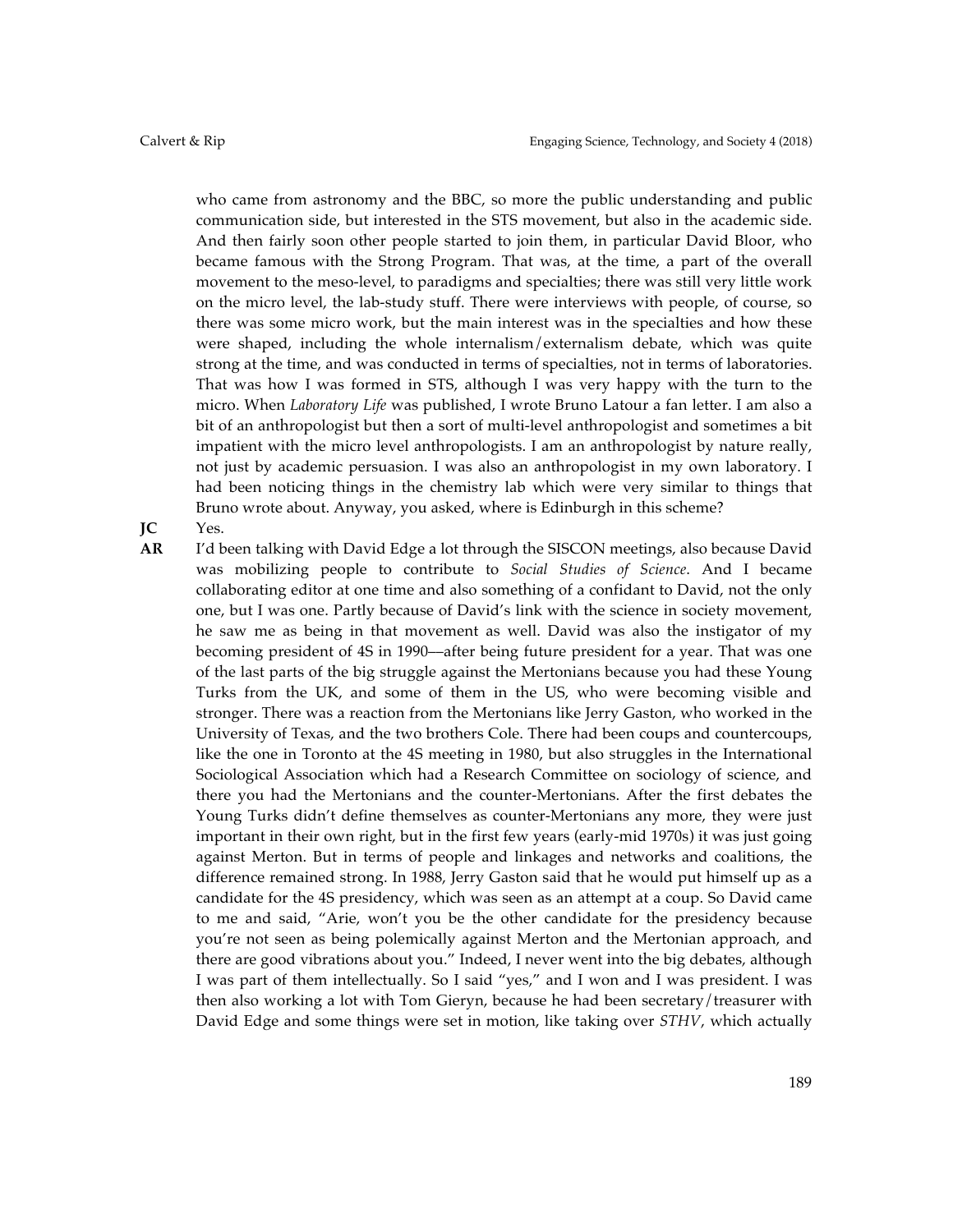who came from astronomy and the BBC, so more the public understanding and public communication side, but interested in the STS movement, but also in the academic side. And then fairly soon other people started to join them, in particular David Bloor, who became famous with the Strong Program. That was, at the time, a part of the overall movement to the meso-level, to paradigms and specialties; there was still very little work on the micro level, the lab-study stuff. There were interviews with people, of course, so there was some micro work, but the main interest was in the specialties and how these were shaped, including the whole internalism/externalism debate, which was quite strong at the time, and was conducted in terms of specialties, not in terms of laboratories. That was how I was formed in STS, although I was very happy with the turn to the micro. When *Laboratory Life* was published, I wrote Bruno Latour a fan letter. I am also a bit of an anthropologist but then a sort of multi-level anthropologist and sometimes a bit impatient with the micro level anthropologists. I am an anthropologist by nature really, not just by academic persuasion. I was also an anthropologist in my own laboratory. I had been noticing things in the chemistry lab which were very similar to things that Bruno wrote about. Anyway, you asked, where is Edinburgh in this scheme?

**JC** Yes.

**AR** I'd been talking with David Edge a lot through the SISCON meetings, also because David was mobilizing people to contribute to *Social Studies of Science*. And I became collaborating editor at one time and also something of a confidant to David, not the only one, but I was one. Partly because of David's link with the science in society movement, he saw me as being in that movement as well. David was also the instigator of my becoming president of 4S in 1990—after being future president for a year. That was one of the last parts of the big struggle against the Mertonians because you had these Young Turks from the UK, and some of them in the US, who were becoming visible and stronger. There was a reaction from the Mertonians like Jerry Gaston, who worked in the University of Texas, and the two brothers Cole. There had been coups and countercoups, like the one in Toronto at the 4S meeting in 1980, but also struggles in the International Sociological Association which had a Research Committee on sociology of science, and there you had the Mertonians and the counter-Mertonians. After the first debates the Young Turks didn't define themselves as counter-Mertonians any more, they were just important in their own right, but in the first few years (early-mid 1970s) it was just going against Merton. But in terms of people and linkages and networks and coalitions, the difference remained strong. In 1988, Jerry Gaston said that he would put himself up as a candidate for the 4S presidency, which was seen as an attempt at a coup. So David came to me and said, "Arie, won't you be the other candidate for the presidency because you're not seen as being polemically against Merton and the Mertonian approach, and there are good vibrations about you." Indeed, I never went into the big debates, although I was part of them intellectually. So I said "yes," and I won and I was president. I was then also working a lot with Tom Gieryn, because he had been secretary/treasurer with David Edge and some things were set in motion, like taking over *STHV*, which actually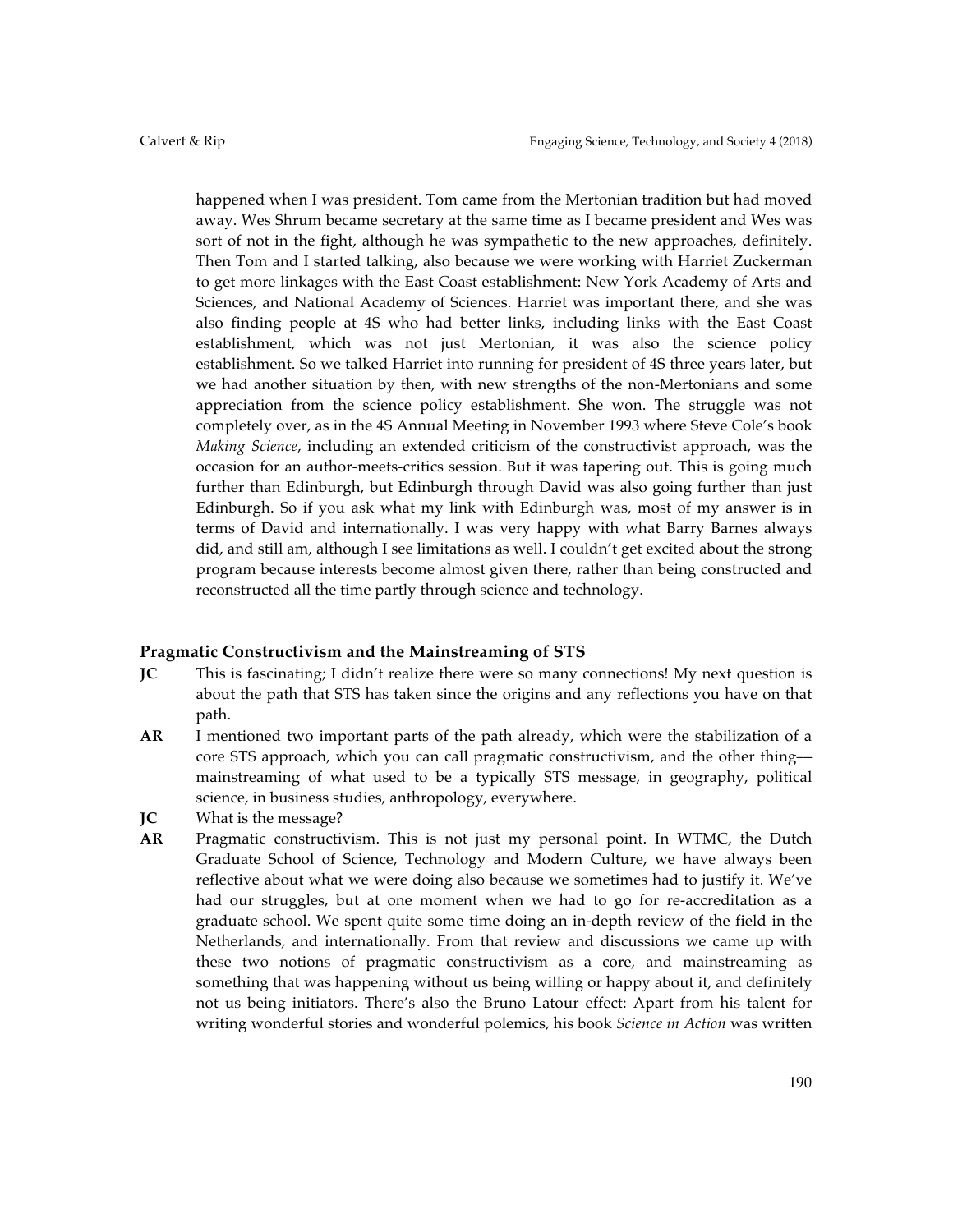happened when I was president. Tom came from the Mertonian tradition but had moved away. Wes Shrum became secretary at the same time as I became president and Wes was sort of not in the fight, although he was sympathetic to the new approaches, definitely. Then Tom and I started talking, also because we were working with Harriet Zuckerman to get more linkages with the East Coast establishment: New York Academy of Arts and Sciences, and National Academy of Sciences. Harriet was important there, and she was also finding people at 4S who had better links, including links with the East Coast establishment, which was not just Mertonian, it was also the science policy establishment. So we talked Harriet into running for president of 4S three years later, but we had another situation by then, with new strengths of the non-Mertonians and some appreciation from the science policy establishment. She won. The struggle was not completely over, as in the 4S Annual Meeting in November 1993 where Steve Cole's book *Making Science*, including an extended criticism of the constructivist approach, was the occasion for an author-meets-critics session. But it was tapering out. This is going much further than Edinburgh, but Edinburgh through David was also going further than just Edinburgh. So if you ask what my link with Edinburgh was, most of my answer is in terms of David and internationally. I was very happy with what Barry Barnes always did, and still am, although I see limitations as well. I couldn't get excited about the strong program because interests become almost given there, rather than being constructed and reconstructed all the time partly through science and technology.

## Pragmatic Constructivism and the Mainstreaming of STS

**JC** This is fascinating; I didn't realize there were so many connections! My next question is about the path that STS has taken since the origins and any reflections you have on that path.

**AR** I mentioned two important parts of the path already, which were the stabilization of a core STS approach, which you can call pragmatic constructivism, and the other thing—mainstreaming of what used to be a typically STS message, in geography, political science, in business studies, anthropology, everywhere.

**JC** What is the message?

**AR** Pragmatic constructivism. This is not just my personal point. In WTMC, the Dutch Graduate School of Science, Technology and Modern Culture, we have always been reflective about what we were doing also because we sometimes had to justify it. We've had our struggles, but at one moment when we had to go for re-accreditation as a graduate school. We spent quite some time doing an in-depth review of the field in the Netherlands, and internationally. From that review and discussions we came up with these two notions of pragmatic constructivism as a core, and mainstreaming as something that was happening without us being willing or happy about it, and definitely not us being initiators. There's also the Bruno Latour effect: Apart from his talent for writing wonderful stories and wonderful polemics, his book *Science in Action* was written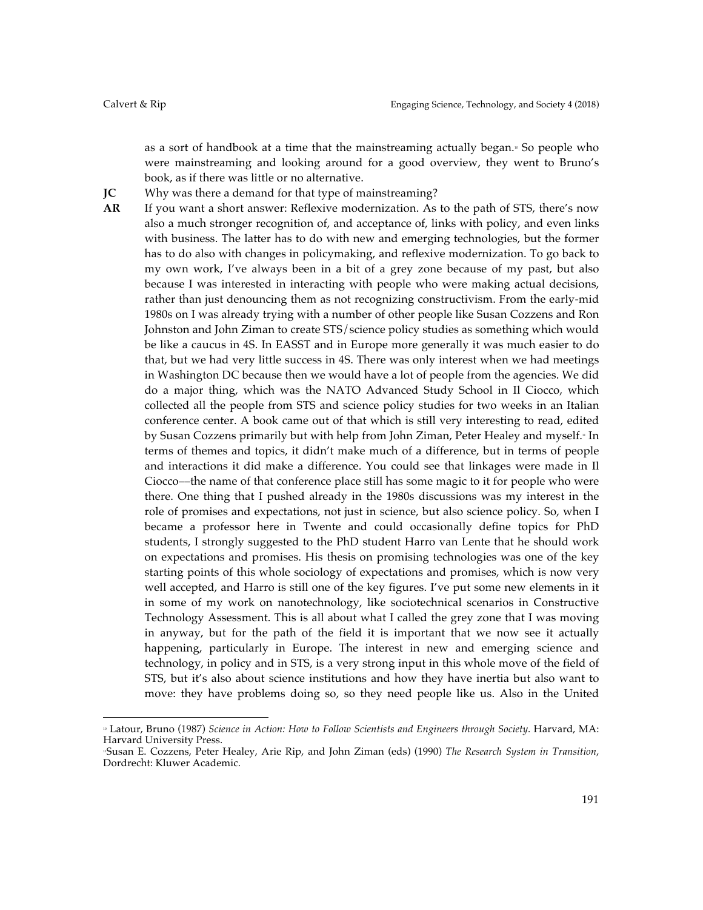as a sort of handbook at a time that the mainstreaming actually began.[10] So people who were mainstreaming and looking around for a good overview, they went to Bruno's book, as if there was little or no alternative.

**JC** Why was there a demand for that type of mainstreaming?

**AR** If you want a short answer: Reflexive modernization. As to the path of STS, there's now also a much stronger recognition of, and acceptance of, links with policy, and even links with business. The latter has to do with new and emerging technologies, but the former has to do also with changes in policymaking, and reflexive modernization. To go back to my own work, I've always been in a bit of a grey zone because of my past, but also because I was interested in interacting with people who were making actual decisions, rather than just denouncing them as not recognizing constructivism. From the early-mid 1980s on I was already trying with a number of other people like Susan Cozzens and Ron Johnston and John Ziman to create STS/science policy studies as something which would be like a caucus in 4S. In EASST and in Europe more generally it was much easier to do that, but we had very little success in 4S. There was only interest when we had meetings in Washington DC because then we would have a lot of people from the agencies. We did do a major thing, which was the NATO Advanced Study School in Il Ciocco, which collected all the people from STS and science policy studies for two weeks in an Italian conference center. A book came out of that which is still very interesting to read, edited by Susan Cozzens primarily but with help from John Ziman, Peter Healey and myself.[11] In terms of themes and topics, it didn't make much of a difference, but in terms of people and interactions it did make a difference. You could see that linkages were made in Il Ciocco—the name of that conference place still has some magic to it for people who were there. One thing that I pushed already in the 1980s discussions was my interest in the role of promises and expectations, not just in science, but also science policy. So, when I became a professor here in Twente and could occasionally define topics for PhD students, I strongly suggested to the PhD student Harro van Lente that he should work on expectations and promises. His thesis on promising technologies was one of the key starting points of this whole sociology of expectations and promises, which is now very well accepted, and Harro is still one of the key figures. I've put some new elements in it in some of my work on nanotechnology, like sociotechnical scenarios in Constructive Technology Assessment. This is all about what I called the grey zone that I was moving in anyway, but for the path of the field it is important that we now see it actually happening, particularly in Europe. The interest in new and emerging science and technology, in policy and in STS, is a very strong input in this whole move of the field of STS, but it's also about science institutions and how they have inertia but also want to move: they have problems doing so, so they need people like us. Also in the United

---

[10] Latour, Bruno (1987) *Science in Action: How to Follow Scientists and Engineers through Society*. Harvard, MA: Harvard University Press.

[11] Susan E. Cozzens, Peter Healey, Arie Rip, and John Ziman (eds) (1990) *The Research System in Transition*, Dordrecht: Kluwer Academic.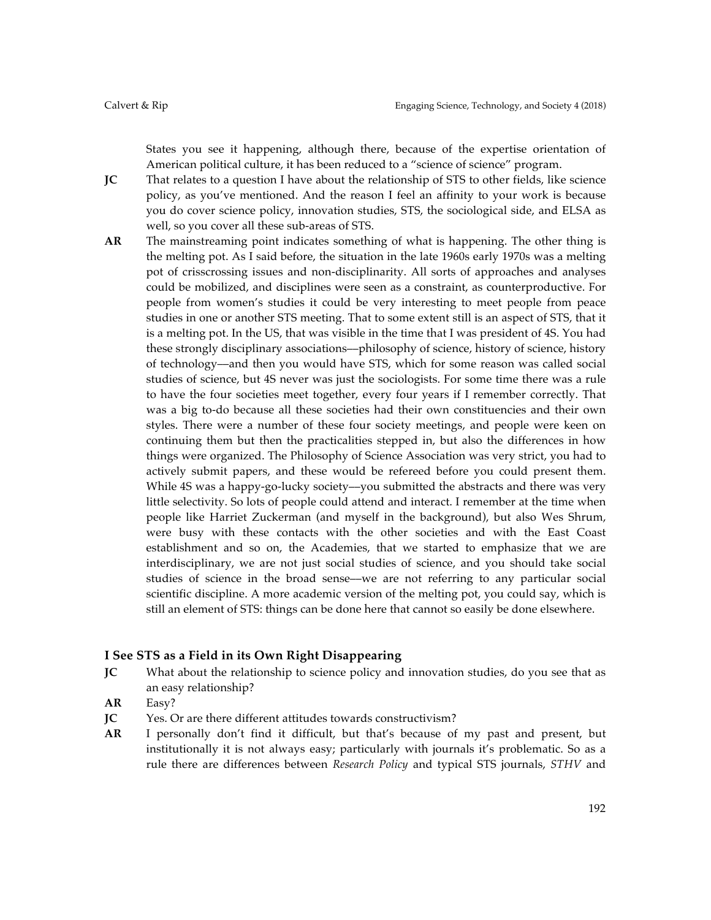States you see it happening, although there, because of the expertise orientation of American political culture, it has been reduced to a "science of science" program.

**JC** That relates to a question I have about the relationship of STS to other fields, like science policy, as you've mentioned. And the reason I feel an affinity to your work is because you do cover science policy, innovation studies, STS, the sociological side, and ELSA as well, so you cover all these sub-areas of STS.

**AR** The mainstreaming point indicates something of what is happening. The other thing is the melting pot. As I said before, the situation in the late 1960s early 1970s was a melting pot of crisscrossing issues and non-disciplinarity. All sorts of approaches and analyses could be mobilized, and disciplines were seen as a constraint, as counterproductive. For people from women's studies it could be very interesting to meet people from peace studies in one or another STS meeting. That to some extent still is an aspect of STS, that it is a melting pot. In the US, that was visible in the time that I was president of 4S. You had these strongly disciplinary associations—philosophy of science, history of science, history of technology—and then you would have STS, which for some reason was called social studies of science, but 4S never was just the sociologists. For some time there was a rule to have the four societies meet together, every four years if I remember correctly. That was a big to-do because all these societies had their own constituencies and their own styles. There were a number of these four society meetings, and people were keen on continuing them but then the practicalities stepped in, but also the differences in how things were organized. The Philosophy of Science Association was very strict, you had to actively submit papers, and these would be refereed before you could present them. While 4S was a happy-go-lucky society—you submitted the abstracts and there was very little selectivity. So lots of people could attend and interact. I remember at the time when people like Harriet Zuckerman (and myself in the background), but also Wes Shrum, were busy with these contacts with the other societies and with the East Coast establishment and so on, the Academies, that we started to emphasize that we are interdisciplinary, we are not just social studies of science, and you should take social studies of science in the broad sense—we are not referring to any particular social scientific discipline. A more academic version of the melting pot, you could say, which is still an element of STS: things can be done here that cannot so easily be done elsewhere.

### I See STS as a Field in its Own Right Disappearing

**JC** What about the relationship to science policy and innovation studies, do you see that as an easy relationship?

**AR** Easy?

**JC** Yes. Or are there different attitudes towards constructivism?

**AR** I personally don't find it difficult, but that's because of my past and present, but institutionally it is not always easy; particularly with journals it's problematic. So as a rule there are differences between *Research Policy* and typical STS journals, *STHV* and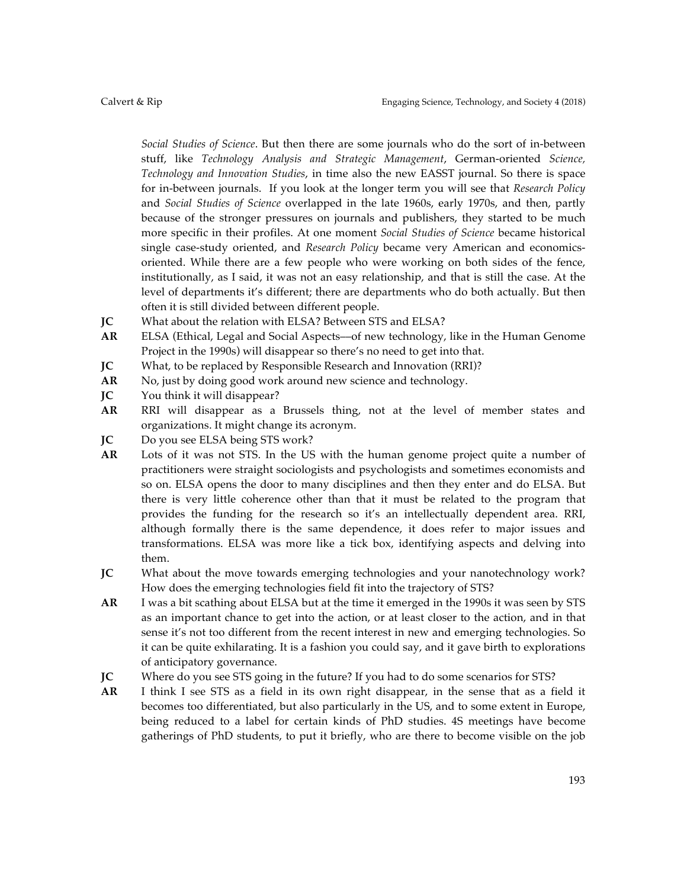*Social Studies of Science*. But then there are some journals who do the sort of in-between stuff, like *Technology Analysis and Strategic Management*, German-oriented *Science, Technology and Innovation Studies*, in time also the new EASST journal. So there is space for in-between journals. If you look at the longer term you will see that *Research Policy* and *Social Studies of Science* overlapped in the late 1960s, early 1970s, and then, partly because of the stronger pressures on journals and publishers, they started to be much more specific in their profiles. At one moment *Social Studies of Science* became historical single case-study oriented, and *Research Policy* became very American and economics-oriented. While there are a few people who were working on both sides of the fence, institutionally, as I said, it was not an easy relationship, and that is still the case. At the level of departments it's different; there are departments who do both actually. But then often it is still divided between different people.

**JC** What about the relation with ELSA? Between STS and ELSA?

**AR** ELSA (Ethical, Legal and Social Aspects—of new technology, like in the Human Genome Project in the 1990s) will disappear so there's no need to get into that.

**JC** What, to be replaced by Responsible Research and Innovation (RRI)?

**AR** No, just by doing good work around new science and technology.

**JC** You think it will disappear?

**AR** RRI will disappear as a Brussels thing, not at the level of member states and organizations. It might change its acronym.

**JC** Do you see ELSA being STS work?

**AR** Lots of it was not STS. In the US with the human genome project quite a number of practitioners were straight sociologists and psychologists and sometimes economists and so on. ELSA opens the door to many disciplines and then they enter and do ELSA. But there is very little coherence other than that it must be related to the program that provides the funding for the research so it's an intellectually dependent area. RRI, although formally there is the same dependence, it does refer to major issues and transformations. ELSA was more like a tick box, identifying aspects and delving into them.

**JC** What about the move towards emerging technologies and your nanotechnology work? How does the emerging technologies field fit into the trajectory of STS?

**AR** I was a bit scathing about ELSA but at the time it emerged in the 1990s it was seen by STS as an important chance to get into the action, or at least closer to the action, and in that sense it's not too different from the recent interest in new and emerging technologies. So it can be quite exhilarating. It is a fashion you could say, and it gave birth to explorations of anticipatory governance.

**JC** Where do you see STS going in the future? If you had to do some scenarios for STS?

**AR** I think I see STS as a field in its own right disappear, in the sense that as a field it becomes too differentiated, but also particularly in the US, and to some extent in Europe, being reduced to a label for certain kinds of PhD studies. 4S meetings have become gatherings of PhD students, to put it briefly, who are there to become visible on the job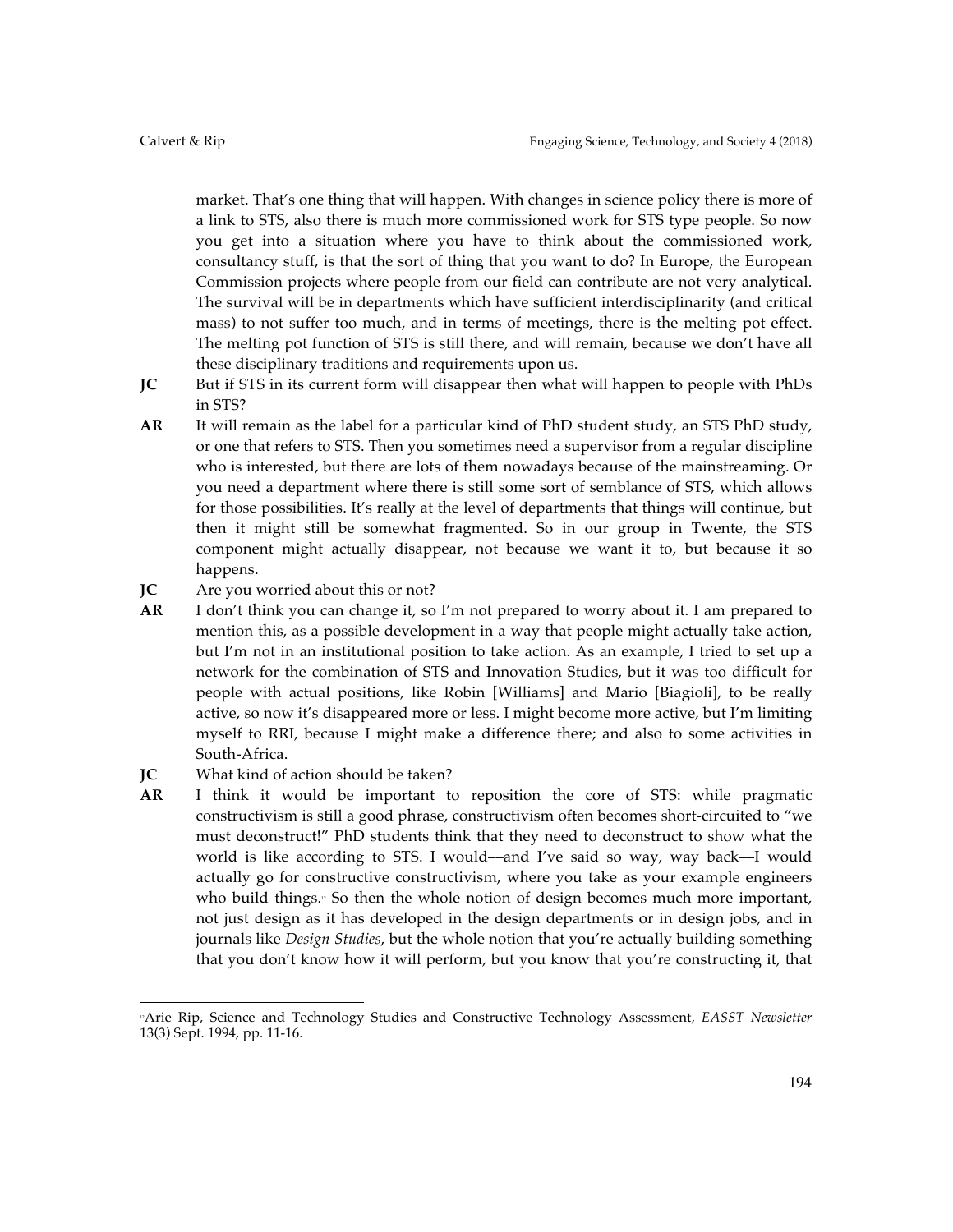market. That's one thing that will happen. With changes in science policy there is more of a link to STS, also there is much more commissioned work for STS type people. So now you get into a situation where you have to think about the commissioned work, consultancy stuff, is that the sort of thing that you want to do? In Europe, the European Commission projects where people from our field can contribute are not very analytical. The survival will be in departments which have sufficient interdisciplinarity (and critical mass) to not suffer too much, and in terms of meetings, there is the melting pot effect. The melting pot function of STS is still there, and will remain, because we don't have all these disciplinary traditions and requirements upon us.

**JC** But if STS in its current form will disappear then what will happen to people with PhDs in STS?

**AR** It will remain as the label for a particular kind of PhD student study, an STS PhD study, or one that refers to STS. Then you sometimes need a supervisor from a regular discipline who is interested, but there are lots of them nowadays because of the mainstreaming. Or you need a department where there is still some sort of semblance of STS, which allows for those possibilities. It's really at the level of departments that things will continue, but then it might still be somewhat fragmented. So in our group in Twente, the STS component might actually disappear, not because we want it to, but because it so happens.

**JC** Are you worried about this or not?

**AR** I don't think you can change it, so I'm not prepared to worry about it. I am prepared to mention this, as a possible development in a way that people might actually take action, but I'm not in an institutional position to take action. As an example, I tried to set up a network for the combination of STS and Innovation Studies, but it was too difficult for people with actual positions, like Robin [Williams] and Mario [Biagioli], to be really active, so now it's disappeared more or less. I might become more active, but I'm limiting myself to RRI, because I might make a difference there; and also to some activities in South-Africa.

**JC** What kind of action should be taken?

**AR** I think it would be important to reposition the core of STS: while pragmatic constructivism is still a good phrase, constructivism often becomes short-circuited to "we must deconstruct!" PhD students think that they need to deconstruct to show what the world is like according to STS. I would—and I've said so way, way back—I would actually go for constructive constructivism, where you take as your example engineers who build things.[12] So then the whole notion of design becomes much more important, not just design as it has developed in the design departments or in design jobs, and in journals like *Design Studies*, but the whole notion that you're actually building something that you don't know how it will perform, but you know that you're constructing it, that

---

[12] Arie Rip, Science and Technology Studies and Constructive Technology Assessment, *EASST Newsletter* 13(3) Sept. 1994, pp. 11-16.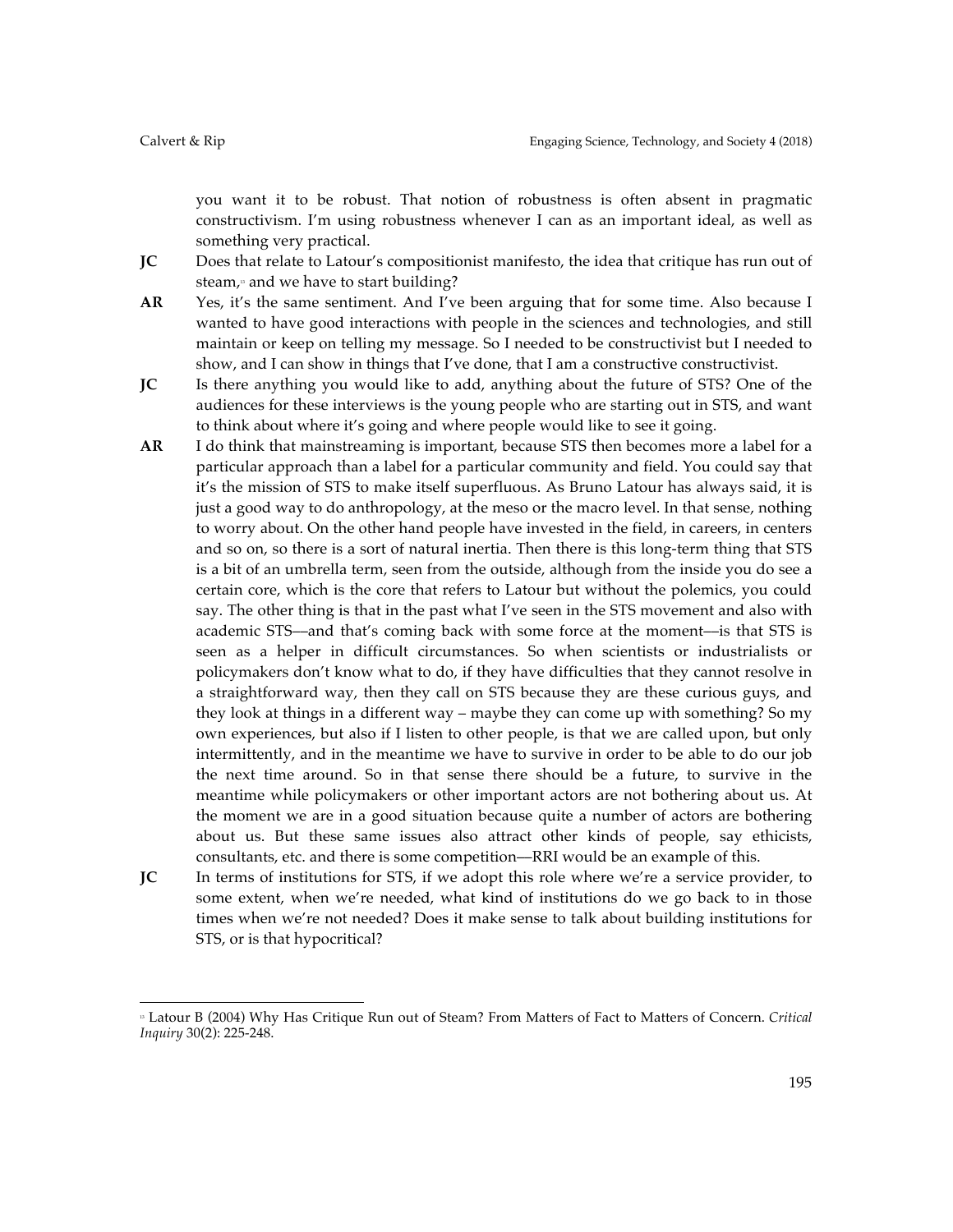you want it to be robust. That notion of robustness is often absent in pragmatic constructivism. I'm using robustness whenever I can as an important ideal, as well as something very practical.

**JC** Does that relate to Latour's compositionist manifesto, the idea that critique has run out of steam,[13] and we have to start building?

**AR** Yes, it's the same sentiment. And I've been arguing that for some time. Also because I wanted to have good interactions with people in the sciences and technologies, and still maintain or keep on telling my message. So I needed to be constructivist but I needed to show, and I can show in things that I've done, that I am a constructive constructivist.

**JC** Is there anything you would like to add, anything about the future of STS? One of the audiences for these interviews is the young people who are starting out in STS, and want to think about where it's going and where people would like to see it going.

**AR** I do think that mainstreaming is important, because STS then becomes more a label for a particular approach than a label for a particular community and field. You could say that it's the mission of STS to make itself superfluous. As Bruno Latour has always said, it is just a good way to do anthropology, at the meso or the macro level. In that sense, nothing to worry about. On the other hand people have invested in the field, in careers, in centers and so on, so there is a sort of natural inertia. Then there is this long-term thing that STS is a bit of an umbrella term, seen from the outside, although from the inside you do see a certain core, which is the core that refers to Latour but without the polemics, you could say. The other thing is that in the past what I've seen in the STS movement and also with academic STS—and that's coming back with some force at the moment—is that STS is seen as a helper in difficult circumstances. So when scientists or industrialists or policymakers don't know what to do, if they have difficulties that they cannot resolve in a straightforward way, then they call on STS because they are these curious guys, and they look at things in a different way – maybe they can come up with something? So my own experiences, but also if I listen to other people, is that we are called upon, but only intermittently, and in the meantime we have to survive in order to be able to do our job the next time around. So in that sense there should be a future, to survive in the meantime while policymakers or other important actors are not bothering about us. At the moment we are in a good situation because quite a number of actors are bothering about us. But these same issues also attract other kinds of people, say ethicists, consultants, etc. and there is some competition—RRI would be an example of this.

**JC** In terms of institutions for STS, if we adopt this role where we're a service provider, to some extent, when we're needed, what kind of institutions do we go back to in those times when we're not needed? Does it make sense to talk about building institutions for STS, or is that hypocritical?

---

[13] Latour B (2004) Why Has Critique Run out of Steam? From Matters of Fact to Matters of Concern. *Critical Inquiry* 30(2): 225-248.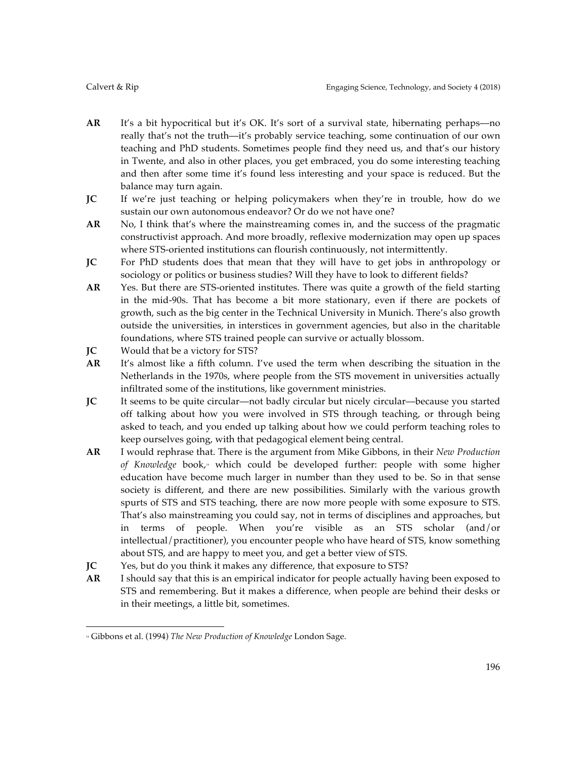**AR** It's a bit hypocritical but it's OK. It's sort of a survival state, hibernating perhaps—no really that's not the truth—it's probably service teaching, some continuation of our own teaching and PhD students. Sometimes people find they need us, and that's our history in Twente, and also in other places, you get embraced, you do some interesting teaching and then after some time it's found less interesting and your space is reduced. But the balance may turn again.

**JC** If we're just teaching or helping policymakers when they're in trouble, how do we sustain our own autonomous endeavor? Or do we not have one?

**AR** No, I think that's where the mainstreaming comes in, and the success of the pragmatic constructivist approach. And more broadly, reflexive modernization may open up spaces where STS-oriented institutions can flourish continuously, not intermittently.

**JC** For PhD students does that mean that they will have to get jobs in anthropology or sociology or politics or business studies? Will they have to look to different fields?

**AR** Yes. But there are STS-oriented institutes. There was quite a growth of the field starting in the mid-90s. That has become a bit more stationary, even if there are pockets of growth, such as the big center in the Technical University in Munich. There's also growth outside the universities, in interstices in government agencies, but also in the charitable foundations, where STS trained people can survive or actually blossom.

**JC** Would that be a victory for STS?

**AR** It's almost like a fifth column. I've used the term when describing the situation in the Netherlands in the 1970s, where people from the STS movement in universities actually infiltrated some of the institutions, like government ministries.

**JC** It seems to be quite circular—not badly circular but nicely circular—because you started off talking about how you were involved in STS through teaching, or through being asked to teach, and you ended up talking about how we could perform teaching roles to keep ourselves going, with that pedagogical element being central.

**AR** I would rephrase that. There is the argument from Mike Gibbons, in their *New Production of Knowledge* book,[14] which could be developed further: people with some higher education have become much larger in number than they used to be. So in that sense society is different, and there are new possibilities. Similarly with the various growth spurts of STS and STS teaching, there are now more people with some exposure to STS. That's also mainstreaming you could say, not in terms of disciplines and approaches, but in terms of people. When you're visible as an STS scholar (and/or intellectual/practitioner), you encounter people who have heard of STS, know something about STS, and are happy to meet you, and get a better view of STS.

**JC** Yes, but do you think it makes any difference, that exposure to STS?

**AR** I should say that this is an empirical indicator for people actually having been exposed to STS and remembering. But it makes a difference, when people are behind their desks or in their meetings, a little bit, sometimes.

---

[14] Gibbons et al. (1994) *The New Production of Knowledge* London Sage.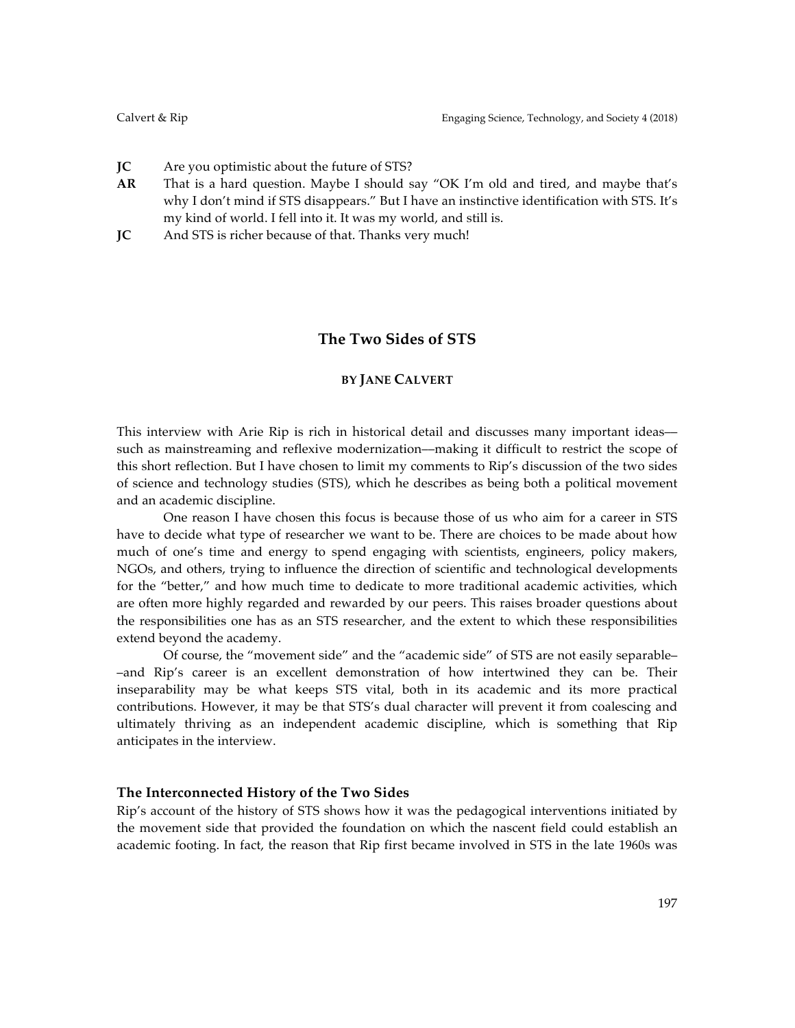**JC** Are you optimistic about the future of STS?

**AR** That is a hard question. Maybe I should say "OK I'm old and tired, and maybe that's why I don't mind if STS disappears." But I have an instinctive identification with STS. It's my kind of world. I fell into it. It was my world, and still is.

**JC** And STS is richer because of that. Thanks very much!

## The Two Sides of STS

**BY JANE CALVERT**

This interview with Arie Rip is rich in historical detail and discusses many important ideas—such as mainstreaming and reflexive modernization—making it difficult to restrict the scope of this short reflection. But I have chosen to limit my comments to Rip's discussion of the two sides of science and technology studies (STS), which he describes as being both a political movement and an academic discipline.

One reason I have chosen this focus is because those of us who aim for a career in STS have to decide what type of researcher we want to be. There are choices to be made about how much of one's time and energy to spend engaging with scientists, engineers, policy makers, NGOs, and others, trying to influence the direction of scientific and technological developments for the "better," and how much time to dedicate to more traditional academic activities, which are often more highly regarded and rewarded by our peers. This raises broader questions about the responsibilities one has as an STS researcher, and the extent to which these responsibilities extend beyond the academy.

Of course, the "movement side" and the "academic side" of STS are not easily separable––and Rip's career is an excellent demonstration of how intertwined they can be. Their inseparability may be what keeps STS vital, both in its academic and its more practical contributions. However, it may be that STS's dual character will prevent it from coalescing and ultimately thriving as an independent academic discipline, which is something that Rip anticipates in the interview.

### The Interconnected History of the Two Sides

Rip's account of the history of STS shows how it was the pedagogical interventions initiated by the movement side that provided the foundation on which the nascent field could establish an academic footing. In fact, the reason that Rip first became involved in STS in the late 1960s was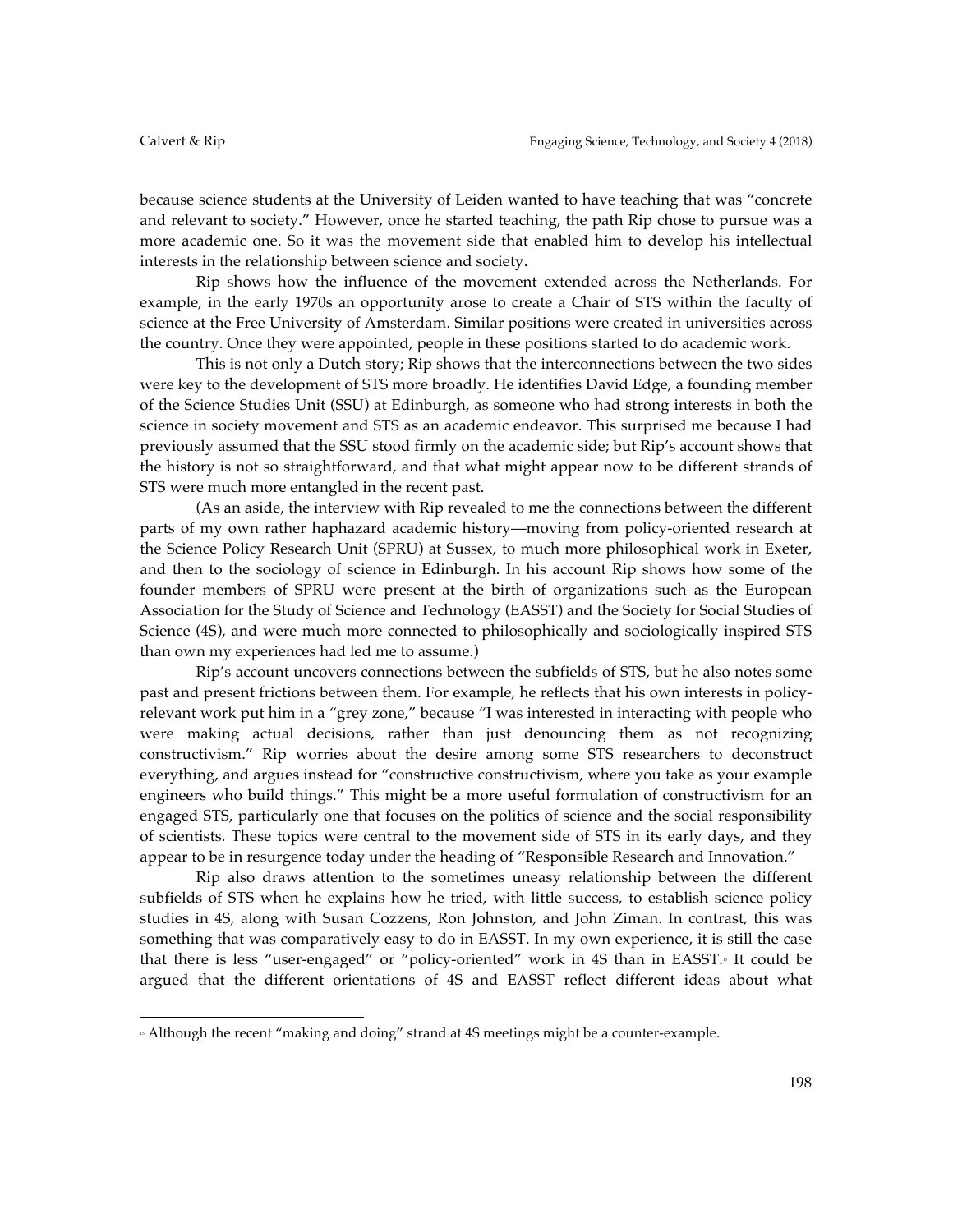because science students at the University of Leiden wanted to have teaching that was "concrete and relevant to society." However, once he started teaching, the path Rip chose to pursue was a more academic one. So it was the movement side that enabled him to develop his intellectual interests in the relationship between science and society.

Rip shows how the influence of the movement extended across the Netherlands. For example, in the early 1970s an opportunity arose to create a Chair of STS within the faculty of science at the Free University of Amsterdam. Similar positions were created in universities across the country. Once they were appointed, people in these positions started to do academic work.

This is not only a Dutch story; Rip shows that the interconnections between the two sides were key to the development of STS more broadly. He identifies David Edge, a founding member of the Science Studies Unit (SSU) at Edinburgh, as someone who had strong interests in both the science in society movement and STS as an academic endeavor. This surprised me because I had previously assumed that the SSU stood firmly on the academic side; but Rip's account shows that the history is not so straightforward, and that what might appear now to be different strands of STS were much more entangled in the recent past.

(As an aside, the interview with Rip revealed to me the connections between the different parts of my own rather haphazard academic history—moving from policy-oriented research at the Science Policy Research Unit (SPRU) at Sussex, to much more philosophical work in Exeter, and then to the sociology of science in Edinburgh. In his account Rip shows how some of the founder members of SPRU were present at the birth of organizations such as the European Association for the Study of Science and Technology (EASST) and the Society for Social Studies of Science (4S), and were much more connected to philosophically and sociologically inspired STS than own my experiences had led me to assume.)

Rip's account uncovers connections between the subfields of STS, but he also notes some past and present frictions between them. For example, he reflects that his own interests in policy-relevant work put him in a "grey zone," because "I was interested in interacting with people who were making actual decisions, rather than just denouncing them as not recognizing constructivism." Rip worries about the desire among some STS researchers to deconstruct everything, and argues instead for "constructive constructivism, where you take as your example engineers who build things." This might be a more useful formulation of constructivism for an engaged STS, particularly one that focuses on the politics of science and the social responsibility of scientists. These topics were central to the movement side of STS in its early days, and they appear to be in resurgence today under the heading of "Responsible Research and Innovation."

Rip also draws attention to the sometimes uneasy relationship between the different subfields of STS when he explains how he tried, with little success, to establish science policy studies in 4S, along with Susan Cozzens, Ron Johnston, and John Ziman. In contrast, this was something that was comparatively easy to do in EASST. In my own experience, it is still the case that there is less "user-engaged" or "policy-oriented" work in 4S than in EASST.[15] It could be argued that the different orientations of 4S and EASST reflect different ideas about what

[15] Although the recent "making and doing" strand at 4S meetings might be a counter-example.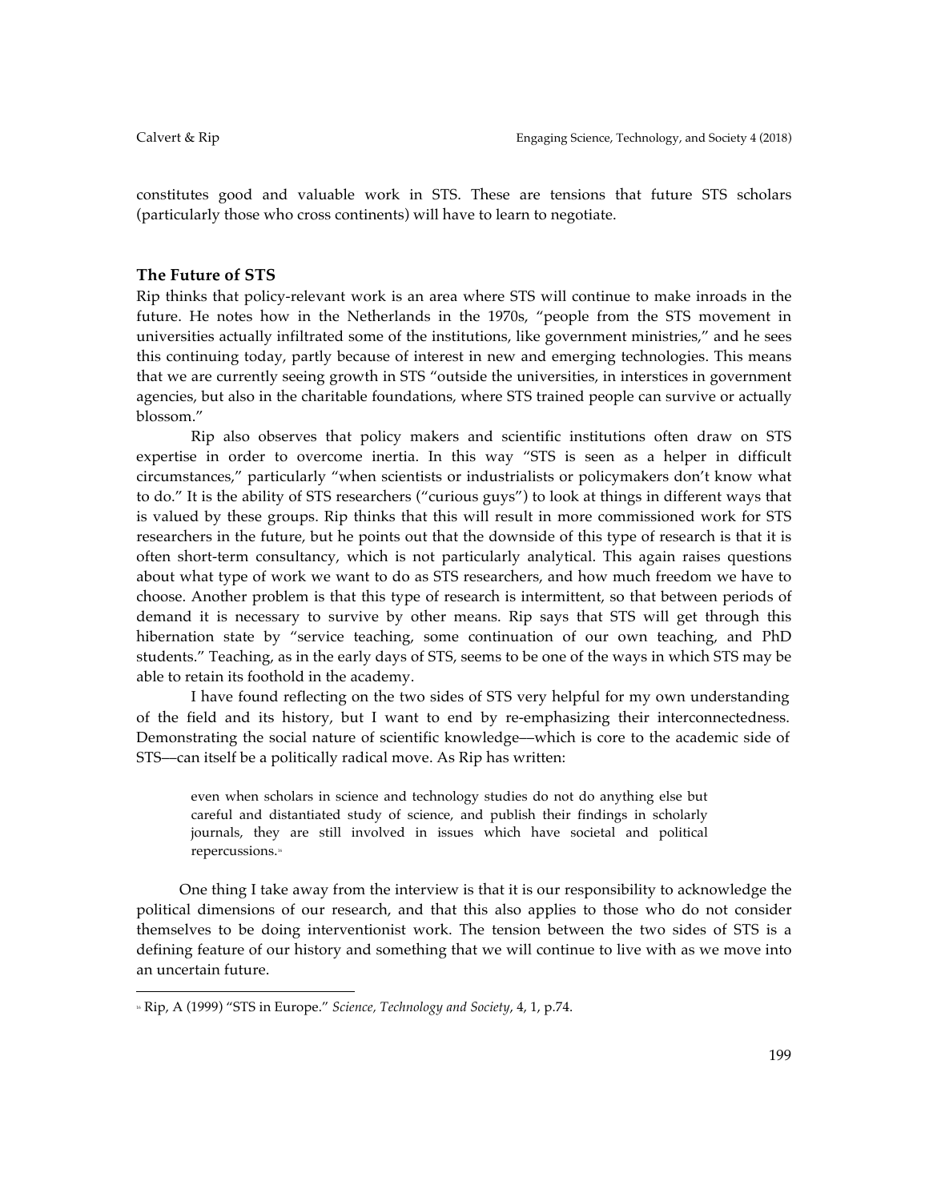constitutes good and valuable work in STS. These are tensions that future STS scholars (particularly those who cross continents) will have to learn to negotiate.

## The Future of STS

Rip thinks that policy-relevant work is an area where STS will continue to make inroads in the future. He notes how in the Netherlands in the 1970s, "people from the STS movement in universities actually infiltrated some of the institutions, like government ministries," and he sees this continuing today, partly because of interest in new and emerging technologies. This means that we are currently seeing growth in STS "outside the universities, in interstices in government agencies, but also in the charitable foundations, where STS trained people can survive or actually blossom."

Rip also observes that policy makers and scientific institutions often draw on STS expertise in order to overcome inertia. In this way "STS is seen as a helper in difficult circumstances," particularly "when scientists or industrialists or policymakers don't know what to do." It is the ability of STS researchers ("curious guys") to look at things in different ways that is valued by these groups. Rip thinks that this will result in more commissioned work for STS researchers in the future, but he points out that the downside of this type of research is that it is often short-term consultancy, which is not particularly analytical. This again raises questions about what type of work we want to do as STS researchers, and how much freedom we have to choose. Another problem is that this type of research is intermittent, so that between periods of demand it is necessary to survive by other means. Rip says that STS will get through this hibernation state by "service teaching, some continuation of our own teaching, and PhD students." Teaching, as in the early days of STS, seems to be one of the ways in which STS may be able to retain its foothold in the academy.

I have found reflecting on the two sides of STS very helpful for my own understanding of the field and its history, but I want to end by re-emphasizing their interconnectedness. Demonstrating the social nature of scientific knowledge—which is core to the academic side of STS—can itself be a politically radical move. As Rip has written:

> even when scholars in science and technology studies do not do anything else but careful and distantiated study of science, and publish their findings in scholarly journals, they are still involved in issues which have societal and political repercussions.[16]

One thing I take away from the interview is that it is our responsibility to acknowledge the political dimensions of our research, and that this also applies to those who do not consider themselves to be doing interventionist work. The tension between the two sides of STS is a defining feature of our history and something that we will continue to live with as we move into an uncertain future.

---

[16] Rip, A (1999) "STS in Europe." *Science, Technology and Society*, 4, 1, p.74.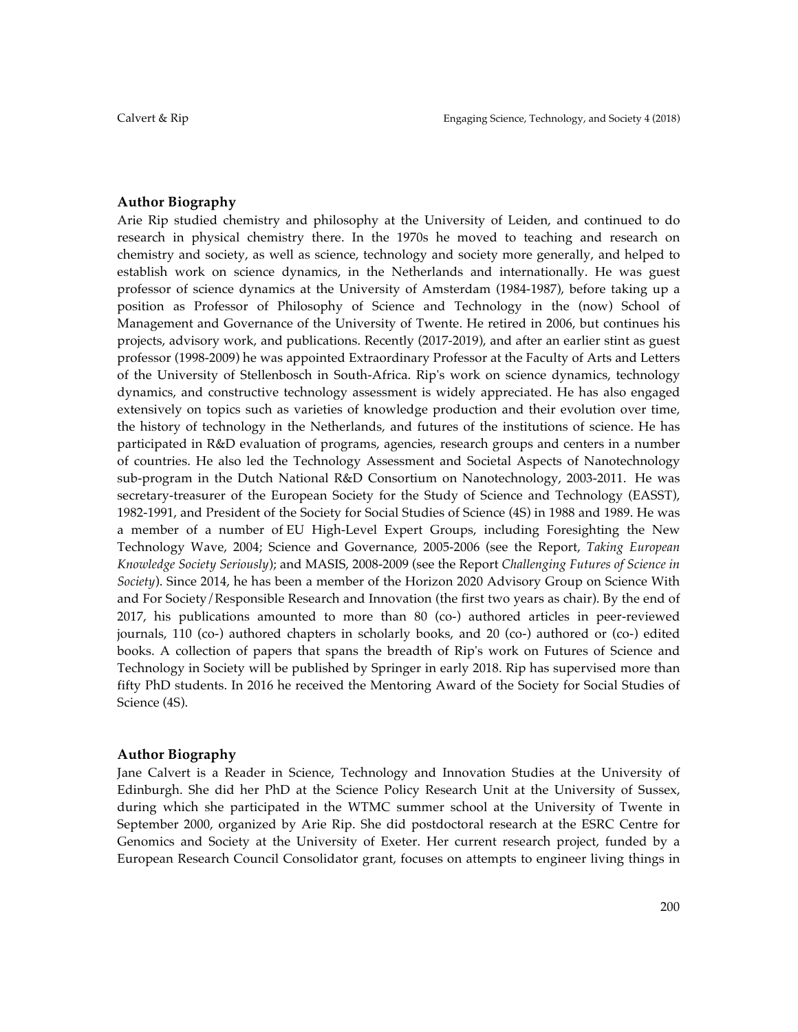### Author Biography

Arie Rip studied chemistry and philosophy at the University of Leiden, and continued to do research in physical chemistry there. In the 1970s he moved to teaching and research on chemistry and society, as well as science, technology and society more generally, and helped to establish work on science dynamics, in the Netherlands and internationally. He was guest professor of science dynamics at the University of Amsterdam (1984-1987), before taking up a position as Professor of Philosophy of Science and Technology in the (now) School of Management and Governance of the University of Twente. He retired in 2006, but continues his projects, advisory work, and publications. Recently (2017-2019), and after an earlier stint as guest professor (1998-2009) he was appointed Extraordinary Professor at the Faculty of Arts and Letters of the University of Stellenbosch in South-Africa. Rip's work on science dynamics, technology dynamics, and constructive technology assessment is widely appreciated. He has also engaged extensively on topics such as varieties of knowledge production and their evolution over time, the history of technology in the Netherlands, and futures of the institutions of science. He has participated in R&D evaluation of programs, agencies, research groups and centers in a number of countries. He also led the Technology Assessment and Societal Aspects of Nanotechnology sub-program in the Dutch National R&D Consortium on Nanotechnology, 2003-2011. He was secretary-treasurer of the European Society for the Study of Science and Technology (EASST), 1982-1991, and President of the Society for Social Studies of Science (4S) in 1988 and 1989. He was a member of a number of EU High-Level Expert Groups, including Foresighting the New Technology Wave, 2004; Science and Governance, 2005-2006 (see the Report, *Taking European Knowledge Society Seriously*); and MASIS, 2008-2009 (see the Report *Challenging Futures of Science in Society*). Since 2014, he has been a member of the Horizon 2020 Advisory Group on Science With and For Society/Responsible Research and Innovation (the first two years as chair). By the end of 2017, his publications amounted to more than 80 (co-) authored articles in peer-reviewed journals, 110 (co-) authored chapters in scholarly books, and 20 (co-) authored or (co-) edited books. A collection of papers that spans the breadth of Rip's work on Futures of Science and Technology in Society will be published by Springer in early 2018. Rip has supervised more than fifty PhD students. In 2016 he received the Mentoring Award of the Society for Social Studies of Science (4S).

### Author Biography

Jane Calvert is a Reader in Science, Technology and Innovation Studies at the University of Edinburgh. She did her PhD at the Science Policy Research Unit at the University of Sussex, during which she participated in the WTMC summer school at the University of Twente in September 2000, organized by Arie Rip. She did postdoctoral research at the ESRC Centre for Genomics and Society at the University of Exeter. Her current research project, funded by a European Research Council Consolidator grant, focuses on attempts to engineer living things in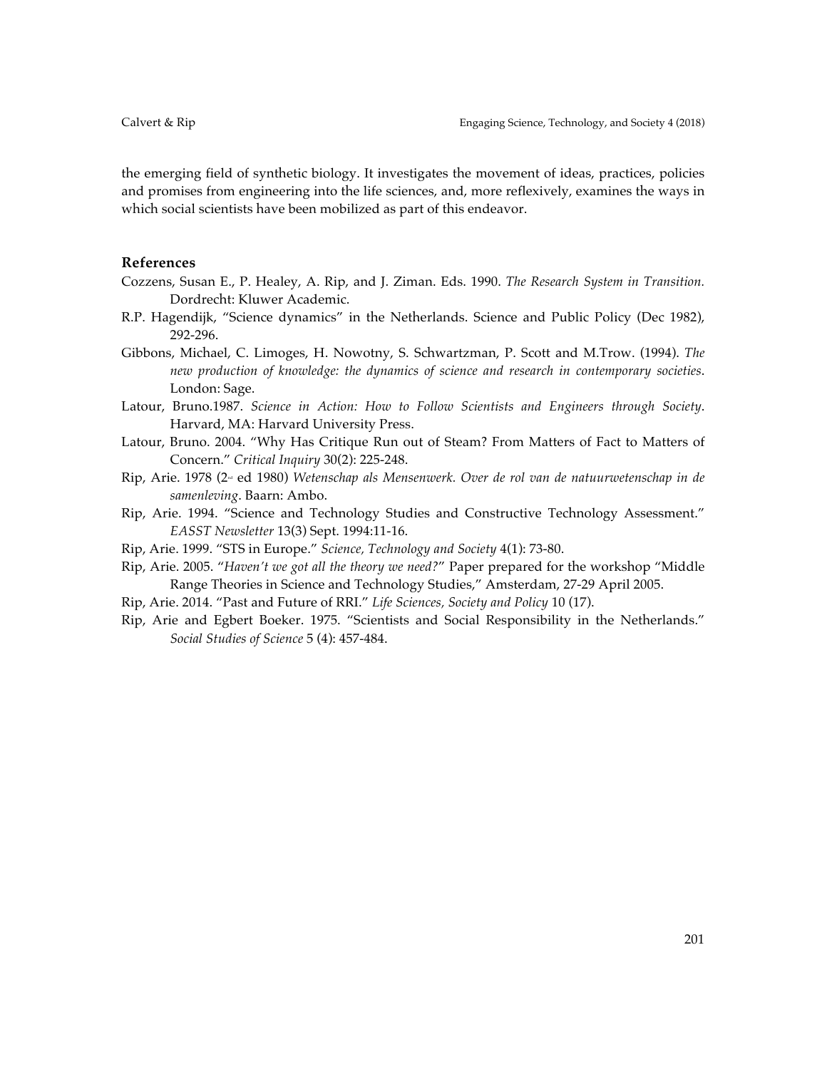the emerging field of synthetic biology. It investigates the movement of ideas, practices, policies and promises from engineering into the life sciences, and, more reflexively, examines the ways in which social scientists have been mobilized as part of this endeavor.

## References

Cozzens, Susan E., P. Healey, A. Rip, and J. Ziman. Eds. 1990. *The Research System in Transition.* Dordrecht: Kluwer Academic.

R.P. Hagendijk, "Science dynamics" in the Netherlands. Science and Public Policy (Dec 1982), 292-296.

Gibbons, Michael, C. Limoges, H. Nowotny, S. Schwartzman, P. Scott and M.Trow. (1994). *The new production of knowledge: the dynamics of science and research in contemporary societies*. London: Sage.

Latour, Bruno.1987. *Science in Action: How to Follow Scientists and Engineers through Society*. Harvard, MA: Harvard University Press.

Latour, Bruno. 2004. "Why Has Critique Run out of Steam? From Matters of Fact to Matters of Concern." *Critical Inquiry* 30(2): 225-248.

Rip, Arie. 1978 (2nd ed 1980) *Wetenschap als Mensenwerk. Over de rol van de natuurwetenschap in de samenleving*. Baarn: Ambo.

Rip, Arie. 1994. "Science and Technology Studies and Constructive Technology Assessment." *EASST Newsletter* 13(3) Sept. 1994:11-16.

Rip, Arie. 1999. "STS in Europe." *Science, Technology and Society* 4(1): 73-80.

Rip, Arie. 2005. "*Haven't we got all the theory we need?*" Paper prepared for the workshop "Middle Range Theories in Science and Technology Studies," Amsterdam, 27-29 April 2005.

Rip, Arie. 2014. "Past and Future of RRI." *Life Sciences, Society and Policy* 10 (17).

Rip, Arie and Egbert Boeker. 1975. "Scientists and Social Responsibility in the Netherlands." *Social Studies of Science* 5 (4): 457-484.